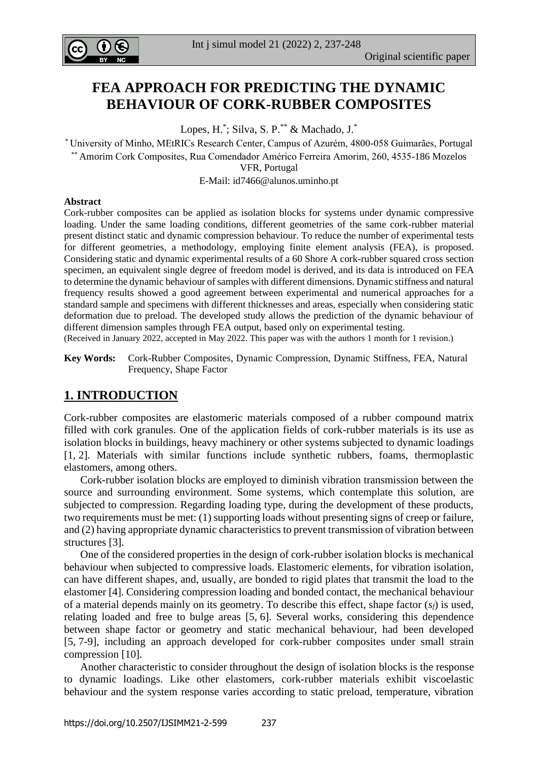# FEA APPROACH FOR PREDICTING THE DYNAMIC BEHAVIOUR OF CORK-RUBBER COMPOSITES

Lopes, H.[*]; Silva, S. P.[**] & Machado, J.[*]

[*] University of Minho, MEtRICs Research Center, Campus of Azurém, 4800-058 Guimarães, Portugal

[**] Amorim Cork Composites, Rua Comendador Américo Ferreira Amorim, 260, 4535-186 Mozelos VFR, Portugal

E-Mail: id7466@alunos.uminho.pt

**Abstract**

Cork-rubber composites can be applied as isolation blocks for systems under dynamic compressive loading. Under the same loading conditions, different geometries of the same cork-rubber material present distinct static and dynamic compression behaviour. To reduce the number of experimental tests for different geometries, a methodology, employing finite element analysis (FEA), is proposed. Considering static and dynamic experimental results of a 60 Shore A cork-rubber squared cross section specimen, an equivalent single degree of freedom model is derived, and its data is introduced on FEA to determine the dynamic behaviour of samples with different dimensions. Dynamic stiffness and natural frequency results showed a good agreement between experimental and numerical approaches for a standard sample and specimens with different thicknesses and areas, especially when considering static deformation due to preload. The developed study allows the prediction of the dynamic behaviour of different dimension samples through FEA output, based only on experimental testing.

(Received in January 2022, accepted in May 2022. This paper was with the authors 1 month for 1 revision.)

**Key Words:** Cork-Rubber Composites, Dynamic Compression, Dynamic Stiffness, FEA, Natural Frequency, Shape Factor

## 1. INTRODUCTION

Cork-rubber composites are elastomeric materials composed of a rubber compound matrix filled with cork granules. One of the application fields of cork-rubber materials is its use as isolation blocks in buildings, heavy machinery or other systems subjected to dynamic loadings [1, 2]. Materials with similar functions include synthetic rubbers, foams, thermoplastic elastomers, among others.

Cork-rubber isolation blocks are employed to diminish vibration transmission between the source and surrounding environment. Some systems, which contemplate this solution, are subjected to compression. Regarding loading type, during the development of these products, two requirements must be met: (1) supporting loads without presenting signs of creep or failure, and (2) having appropriate dynamic characteristics to prevent transmission of vibration between structures [3].

One of the considered properties in the design of cork-rubber isolation blocks is mechanical behaviour when subjected to compressive loads. Elastomeric elements, for vibration isolation, can have different shapes, and, usually, are bonded to rigid plates that transmit the load to the elastomer [4]. Considering compression loading and bonded contact, the mechanical behaviour of a material depends mainly on its geometry. To describe this effect, shape factor ($s_f$) is used, relating loaded and free to bulge areas [5, 6]. Several works, considering this dependence between shape factor or geometry and static mechanical behaviour, had been developed [5, 7-9], including an approach developed for cork-rubber composites under small strain compression [10].

Another characteristic to consider throughout the design of isolation blocks is the response to dynamic loadings. Like other elastomers, cork-rubber materials exhibit viscoelastic behaviour and the system response varies according to static preload, temperature, vibration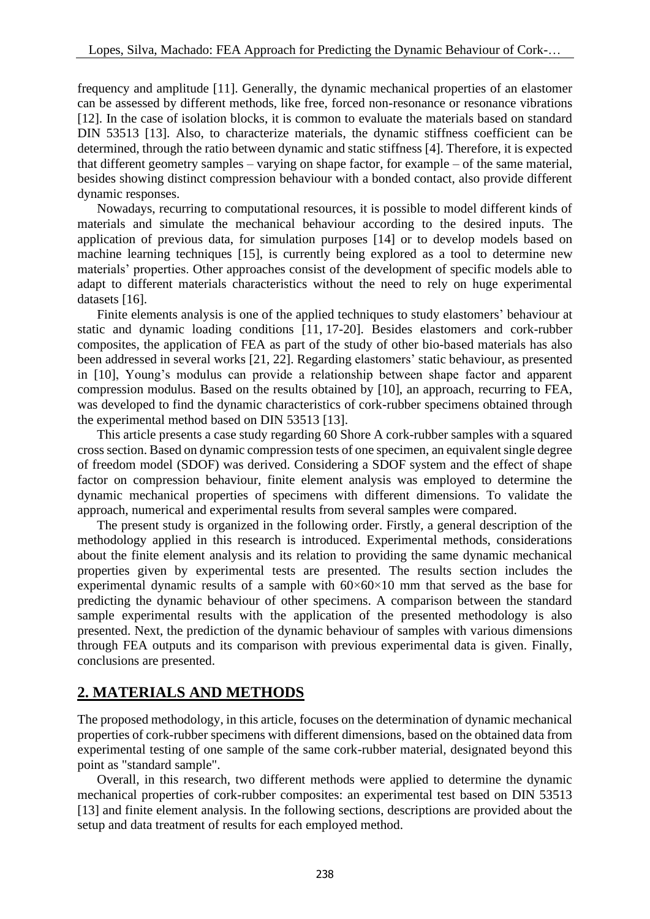frequency and amplitude [11]. Generally, the dynamic mechanical properties of an elastomer can be assessed by different methods, like free, forced non-resonance or resonance vibrations [12]. In the case of isolation blocks, it is common to evaluate the materials based on standard DIN 53513 [13]. Also, to characterize materials, the dynamic stiffness coefficient can be determined, through the ratio between dynamic and static stiffness [4]. Therefore, it is expected that different geometry samples – varying on shape factor, for example – of the same material, besides showing distinct compression behaviour with a bonded contact, also provide different dynamic responses.

Nowadays, recurring to computational resources, it is possible to model different kinds of materials and simulate the mechanical behaviour according to the desired inputs. The application of previous data, for simulation purposes [14] or to develop models based on machine learning techniques [15], is currently being explored as a tool to determine new materials' properties. Other approaches consist of the development of specific models able to adapt to different materials characteristics without the need to rely on huge experimental datasets [16].

Finite elements analysis is one of the applied techniques to study elastomers' behaviour at static and dynamic loading conditions [11, 17-20]. Besides elastomers and cork-rubber composites, the application of FEA as part of the study of other bio-based materials has also been addressed in several works [21, 22]. Regarding elastomers' static behaviour, as presented in [10], Young's modulus can provide a relationship between shape factor and apparent compression modulus. Based on the results obtained by [10], an approach, recurring to FEA, was developed to find the dynamic characteristics of cork-rubber specimens obtained through the experimental method based on DIN 53513 [13].

This article presents a case study regarding 60 Shore A cork-rubber samples with a squared cross section. Based on dynamic compression tests of one specimen, an equivalent single degree of freedom model (SDOF) was derived. Considering a SDOF system and the effect of shape factor on compression behaviour, finite element analysis was employed to determine the dynamic mechanical properties of specimens with different dimensions. To validate the approach, numerical and experimental results from several samples were compared.

The present study is organized in the following order. Firstly, a general description of the methodology applied in this research is introduced. Experimental methods, considerations about the finite element analysis and its relation to providing the same dynamic mechanical properties given by experimental tests are presented. The results section includes the experimental dynamic results of a sample with $60\times60\times10$ mm that served as the base for predicting the dynamic behaviour of other specimens. A comparison between the standard sample experimental results with the application of the presented methodology is also presented. Next, the prediction of the dynamic behaviour of samples with various dimensions through FEA outputs and its comparison with previous experimental data is given. Finally, conclusions are presented.

## 2. MATERIALS AND METHODS

The proposed methodology, in this article, focuses on the determination of dynamic mechanical properties of cork-rubber specimens with different dimensions, based on the obtained data from experimental testing of one sample of the same cork-rubber material, designated beyond this point as "standard sample".

Overall, in this research, two different methods were applied to determine the dynamic mechanical properties of cork-rubber composites: an experimental test based on DIN 53513 [13] and finite element analysis. In the following sections, descriptions are provided about the setup and data treatment of results for each employed method.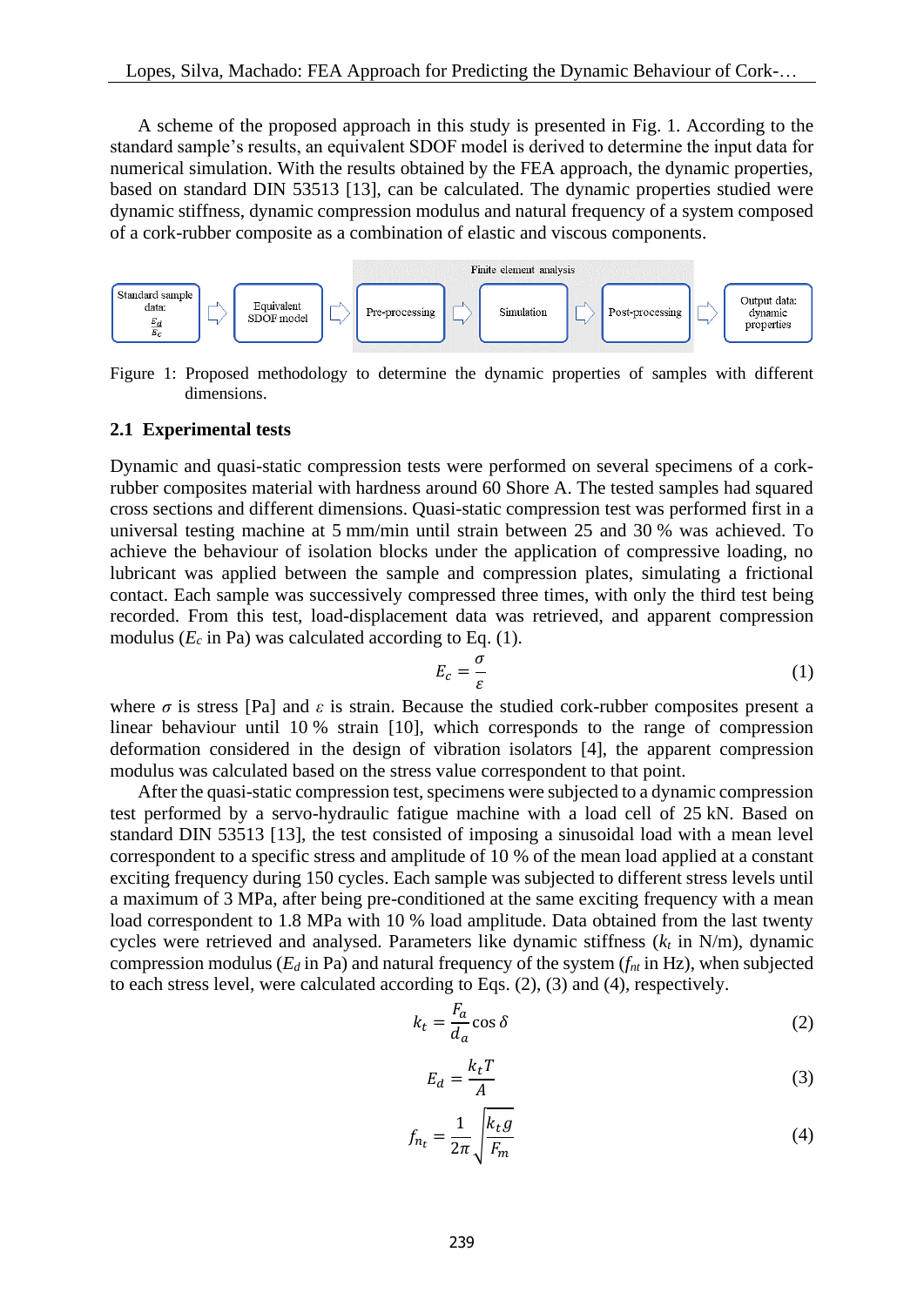A scheme of the proposed approach in this study is presented in Fig. 1. According to the standard sample's results, an equivalent SDOF model is derived to determine the input data for numerical simulation. With the results obtained by the FEA approach, the dynamic properties, based on standard DIN 53513 [13], can be calculated. The dynamic properties studied were dynamic stiffness, dynamic compression modulus and natural frequency of a system composed of a cork-rubber composite as a combination of elastic and viscous components.

Standard sample data: $\frac{E_d}{E_c}$ → Equivalent SDOF model → [Finite element analysis: Pre-processing → Simulation → Post-processing] → Output data: dynamic properties

Figure 1: Proposed methodology to determine the dynamic properties of samples with different dimensions.

### 2.1 Experimental tests

Dynamic and quasi-static compression tests were performed on several specimens of a cork-rubber composites material with hardness around 60 Shore A. The tested samples had squared cross sections and different dimensions. Quasi-static compression test was performed first in a universal testing machine at 5 mm/min until strain between 25 and 30 % was achieved. To achieve the behaviour of isolation blocks under the application of compressive loading, no lubricant was applied between the sample and compression plates, simulating a frictional contact. Each sample was successively compressed three times, with only the third test being recorded. From this test, load-displacement data was retrieved, and apparent compression modulus ($E_c$ in Pa) was calculated according to Eq. (1).

$$E_c = \frac{\sigma}{\varepsilon} \tag{1}$$

where $\sigma$ is stress [Pa] and $\varepsilon$ is strain. Because the studied cork-rubber composites present a linear behaviour until 10 % strain [10], which corresponds to the range of compression deformation considered in the design of vibration isolators [4], the apparent compression modulus was calculated based on the stress value correspondent to that point.

After the quasi-static compression test, specimens were subjected to a dynamic compression test performed by a servo-hydraulic fatigue machine with a load cell of 25 kN. Based on standard DIN 53513 [13], the test consisted of imposing a sinusoidal load with a mean level correspondent to a specific stress and amplitude of 10 % of the mean load applied at a constant exciting frequency during 150 cycles. Each sample was subjected to different stress levels until a maximum of 3 MPa, after being pre-conditioned at the same exciting frequency with a mean load correspondent to 1.8 MPa with 10 % load amplitude. Data obtained from the last twenty cycles were retrieved and analysed. Parameters like dynamic stiffness ($k_t$ in N/m), dynamic compression modulus ($E_d$ in Pa) and natural frequency of the system ($f_{nt}$ in Hz), when subjected to each stress level, were calculated according to Eqs. (2), (3) and (4), respectively.

$$k_t = \frac{F_a}{d_a} \cos \delta \tag{2}$$

$$E_d = \frac{k_t T}{A} \tag{3}$$

$$f_{n_t} = \frac{1}{2\pi} \sqrt{\frac{k_t g}{F_m}} \tag{4}$$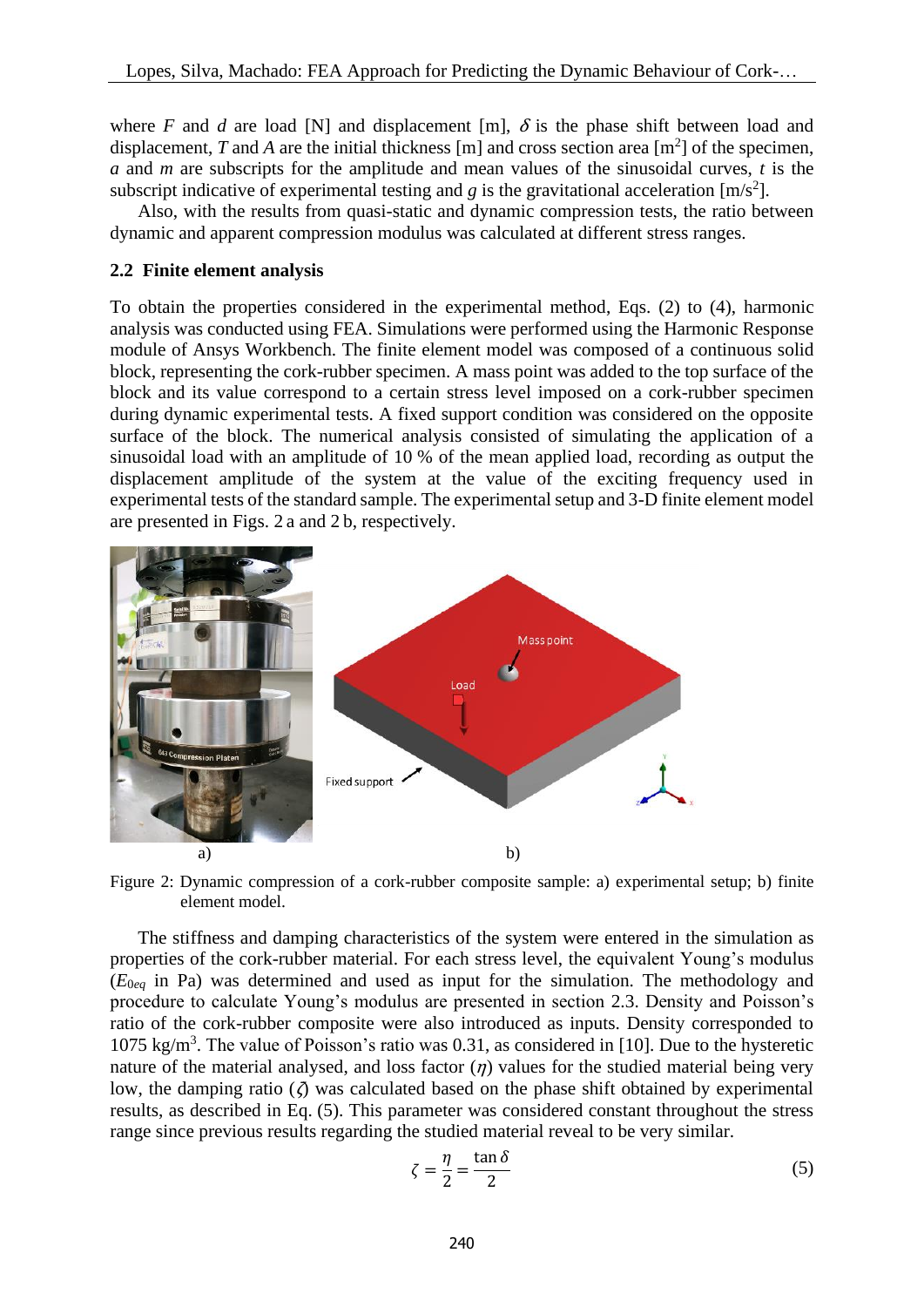where $F$ and $d$ are load [N] and displacement [m], $\delta$ is the phase shift between load and displacement, $T$ and $A$ are the initial thickness [m] and cross section area [m$^2$] of the specimen, $a$ and $m$ are subscripts for the amplitude and mean values of the sinusoidal curves, $t$ is the subscript indicative of experimental testing and $g$ is the gravitational acceleration [m/s$^2$].

Also, with the results from quasi-static and dynamic compression tests, the ratio between dynamic and apparent compression modulus was calculated at different stress ranges.

### 2.2 Finite element analysis

To obtain the properties considered in the experimental method, Eqs. (2) to (4), harmonic analysis was conducted using FEA. Simulations were performed using the Harmonic Response module of Ansys Workbench. The finite element model was composed of a continuous solid block, representing the cork-rubber specimen. A mass point was added to the top surface of the block and its value correspond to a certain stress level imposed on a cork-rubber specimen during dynamic experimental tests. A fixed support condition was considered on the opposite surface of the block. The numerical analysis consisted of simulating the application of a sinusoidal load with an amplitude of 10 % of the mean applied load, recording as output the displacement amplitude of the system at the value of the exciting frequency used in experimental tests of the standard sample. The experimental setup and 3-D finite element model are presented in Figs. 2 a and 2 b, respectively.

Figure 2: Dynamic compression of a cork-rubber composite sample: a) experimental setup; b) finite element model.

The stiffness and damping characteristics of the system were entered in the simulation as properties of the cork-rubber material. For each stress level, the equivalent Young's modulus ($E_{0eq}$ in Pa) was determined and used as input for the simulation. The methodology and procedure to calculate Young's modulus are presented in section 2.3. Density and Poisson's ratio of the cork-rubber composite were also introduced as inputs. Density corresponded to 1075 kg/m$^3$. The value of Poisson's ratio was 0.31, as considered in [10]. Due to the hysteretic nature of the material analysed, and loss factor ($\eta$) values for the studied material being very low, the damping ratio ($\zeta$) was calculated based on the phase shift obtained by experimental results, as described in Eq. (5). This parameter was considered constant throughout the stress range since previous results regarding the studied material reveal to be very similar.

$$\zeta = \frac{\eta}{2} = \frac{\tan \delta}{2} \tag{5}$$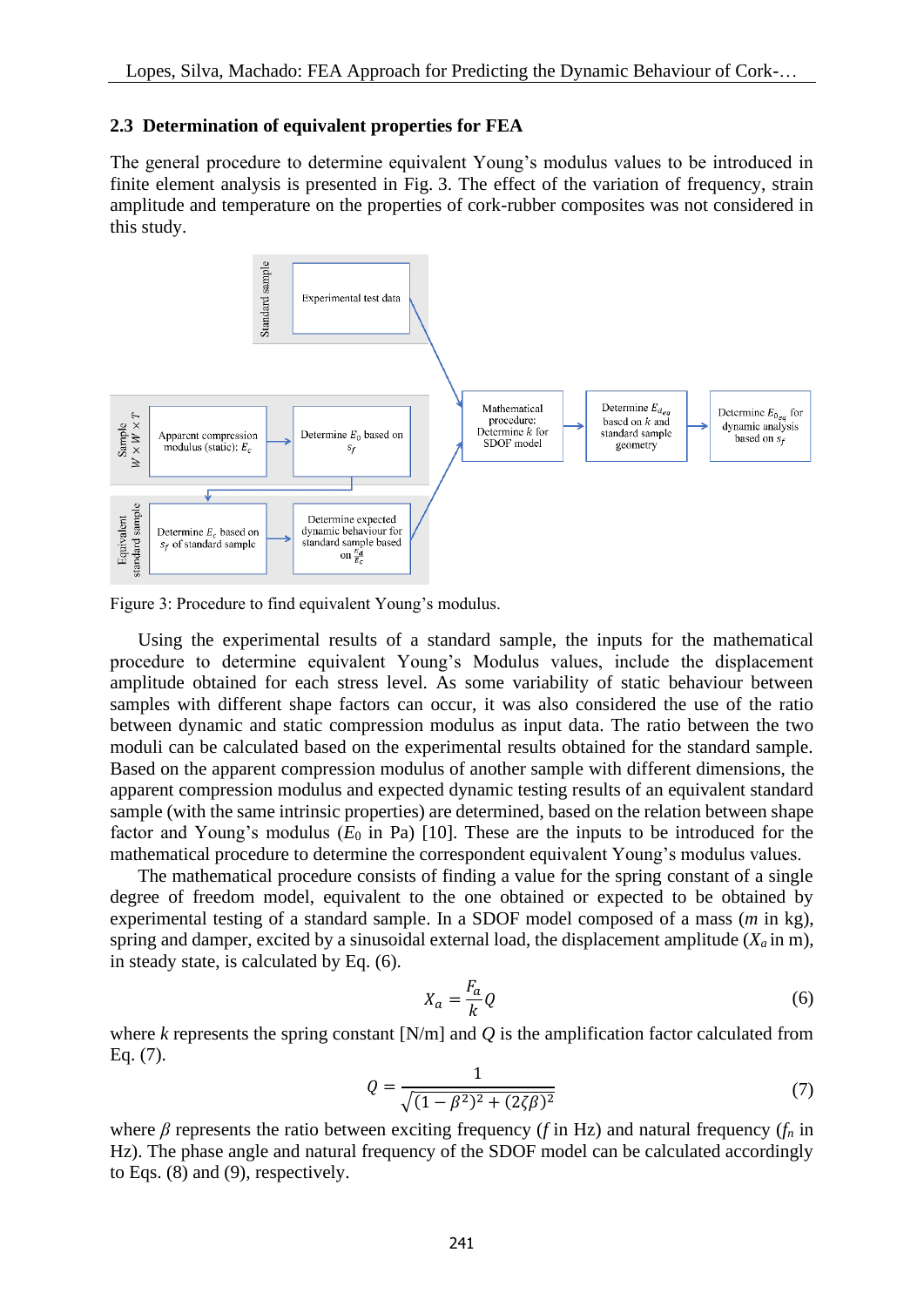### 2.3 Determination of equivalent properties for FEA

The general procedure to determine equivalent Young's modulus values to be introduced in finite element analysis is presented in Fig. 3. The effect of the variation of frequency, strain amplitude and temperature on the properties of cork-rubber composites was not considered in this study.

Figure 3: Procedure to find equivalent Young's modulus.

Using the experimental results of a standard sample, the inputs for the mathematical procedure to determine equivalent Young's Modulus values, include the displacement amplitude obtained for each stress level. As some variability of static behaviour between samples with different shape factors can occur, it was also considered the use of the ratio between dynamic and static compression modulus as input data. The ratio between the two moduli can be calculated based on the experimental results obtained for the standard sample. Based on the apparent compression modulus of another sample with different dimensions, the apparent compression modulus and expected dynamic testing results of an equivalent standard sample (with the same intrinsic properties) are determined, based on the relation between shape factor and Young's modulus ($E_0$ in Pa) [10]. These are the inputs to be introduced for the mathematical procedure to determine the correspondent equivalent Young's modulus values.

The mathematical procedure consists of finding a value for the spring constant of a single degree of freedom model, equivalent to the one obtained or expected to be obtained by experimental testing of a standard sample. In a SDOF model composed of a mass ($m$ in kg), spring and damper, excited by a sinusoidal external load, the displacement amplitude ($X_a$ in m), in steady state, is calculated by Eq. (6).

$$X_a = \frac{F_a}{k} Q \tag{6}$$

where $k$ represents the spring constant [N/m] and $Q$ is the amplification factor calculated from Eq. (7).

$$Q = \frac{1}{\sqrt{(1-\beta^2)^2 + (2\zeta\beta)^2}} \tag{7}$$

where $\beta$ represents the ratio between exciting frequency ($f$ in Hz) and natural frequency ($f_n$ in Hz). The phase angle and natural frequency of the SDOF model can be calculated accordingly to Eqs. (8) and (9), respectively.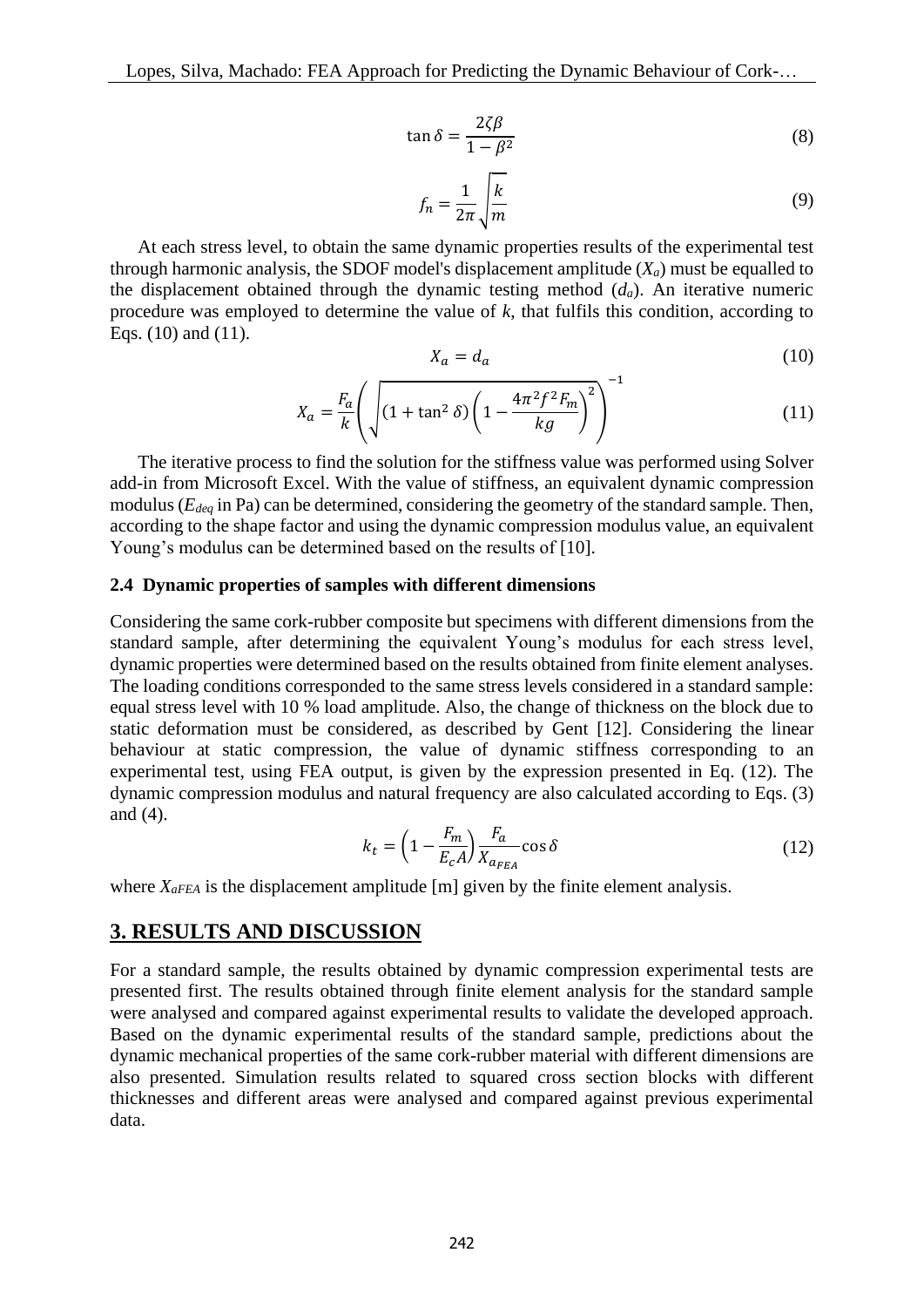$$\tan \delta = \frac{2\zeta\beta}{1-\beta^2} \tag{8}$$

$$f_n = \frac{1}{2\pi}\sqrt{\frac{k}{m}} \tag{9}$$

At each stress level, to obtain the same dynamic properties results of the experimental test through harmonic analysis, the SDOF model's displacement amplitude ($X_a$) must be equalled to the displacement obtained through the dynamic testing method ($d_a$). An iterative numeric procedure was employed to determine the value of $k$, that fulfils this condition, according to Eqs. (10) and (11).

$$X_a = d_a \tag{10}$$

$$X_a = \frac{F_a}{k}\left(\sqrt{(1+\tan^2\delta)\left(1-\frac{4\pi^2 f^2 F_m}{kg}\right)^2}\right)^{-1} \tag{11}$$

The iterative process to find the solution for the stiffness value was performed using Solver add-in from Microsoft Excel. With the value of stiffness, an equivalent dynamic compression modulus ($E_{deq}$ in Pa) can be determined, considering the geometry of the standard sample. Then, according to the shape factor and using the dynamic compression modulus value, an equivalent Young's modulus can be determined based on the results of [10].

### 2.4 Dynamic properties of samples with different dimensions

Considering the same cork-rubber composite but specimens with different dimensions from the standard sample, after determining the equivalent Young's modulus for each stress level, dynamic properties were determined based on the results obtained from finite element analyses. The loading conditions corresponded to the same stress levels considered in a standard sample: equal stress level with 10 % load amplitude. Also, the change of thickness on the block due to static deformation must be considered, as described by Gent [12]. Considering the linear behaviour at static compression, the value of dynamic stiffness corresponding to an experimental test, using FEA output, is given by the expression presented in Eq. (12). The dynamic compression modulus and natural frequency are also calculated according to Eqs. (3) and (4).

$$k_t = \left(1-\frac{F_m}{E_c A}\right)\frac{F_a}{X_{a_{FEA}}}\cos\delta \tag{12}$$

where $X_{aFEA}$ is the displacement amplitude [m] given by the finite element analysis.

## 3. RESULTS AND DISCUSSION

For a standard sample, the results obtained by dynamic compression experimental tests are presented first. The results obtained through finite element analysis for the standard sample were analysed and compared against experimental results to validate the developed approach. Based on the dynamic experimental results of the standard sample, predictions about the dynamic mechanical properties of the same cork-rubber material with different dimensions are also presented. Simulation results related to squared cross section blocks with different thicknesses and different areas were analysed and compared against previous experimental data.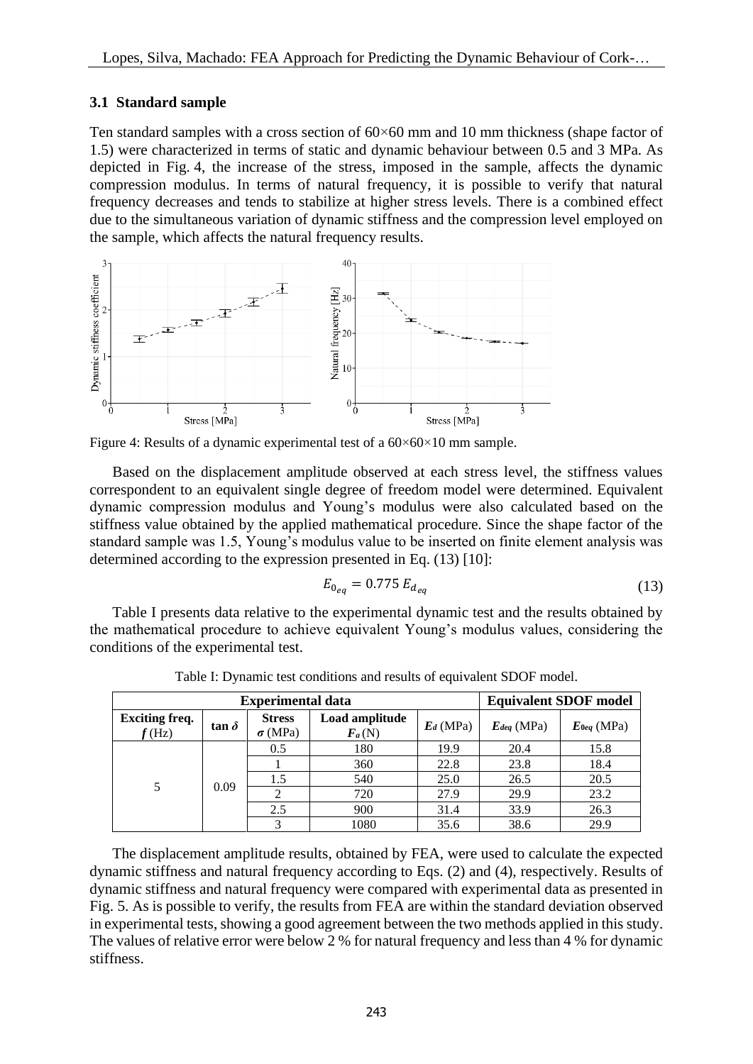### 3.1 Standard sample

Ten standard samples with a cross section of 60×60 mm and 10 mm thickness (shape factor of 1.5) were characterized in terms of static and dynamic behaviour between 0.5 and 3 MPa. As depicted in Fig. 4, the increase of the stress, imposed in the sample, affects the dynamic compression modulus. In terms of natural frequency, it is possible to verify that natural frequency decreases and tends to stabilize at higher stress levels. There is a combined effect due to the simultaneous variation of dynamic stiffness and the compression level employed on the sample, which affects the natural frequency results.

Figure 4: Results of a dynamic experimental test of a 60×60×10 mm sample.

Based on the displacement amplitude observed at each stress level, the stiffness values correspondent to an equivalent single degree of freedom model were determined. Equivalent dynamic compression modulus and Young's modulus were also calculated based on the stiffness value obtained by the applied mathematical procedure. Since the shape factor of the standard sample was 1.5, Young's modulus value to be inserted on finite element analysis was determined according to the expression presented in Eq. (13) [10]:

$$E_{0_{eq}} = 0.775\, E_{d_{eq}} \tag{13}$$

Table I presents data relative to the experimental dynamic test and the results obtained by the mathematical procedure to achieve equivalent Young's modulus values, considering the conditions of the experimental test.

Table I: Dynamic test conditions and results of equivalent SDOF model.

| Experimental data | | | | | Equivalent SDOF model | |
|---|---|---|---|---|---|---|
| **Exciting freq.** $f$ (Hz) | $\tan\delta$ | **Stress** $\sigma$ (MPa) | **Load amplitude** $F_a$ (N) | $E_d$ (MPa) | $E_{deq}$ (MPa) | $E_{0eq}$ (MPa) |
| 5 | 0.09 | 0.5 | 180 | 19.9 | 20.4 | 15.8 |
| | | 1 | 360 | 22.8 | 23.8 | 18.4 |
| | | 1.5 | 540 | 25.0 | 26.5 | 20.5 |
| | | 2 | 720 | 27.9 | 29.9 | 23.2 |
| | | 2.5 | 900 | 31.4 | 33.9 | 26.3 |
| | | 3 | 1080 | 35.6 | 38.6 | 29.9 |

The displacement amplitude results, obtained by FEA, were used to calculate the expected dynamic stiffness and natural frequency according to Eqs. (2) and (4), respectively. Results of dynamic stiffness and natural frequency were compared with experimental data as presented in Fig. 5. As is possible to verify, the results from FEA are within the standard deviation observed in experimental tests, showing a good agreement between the two methods applied in this study. The values of relative error were below 2 % for natural frequency and less than 4 % for dynamic stiffness.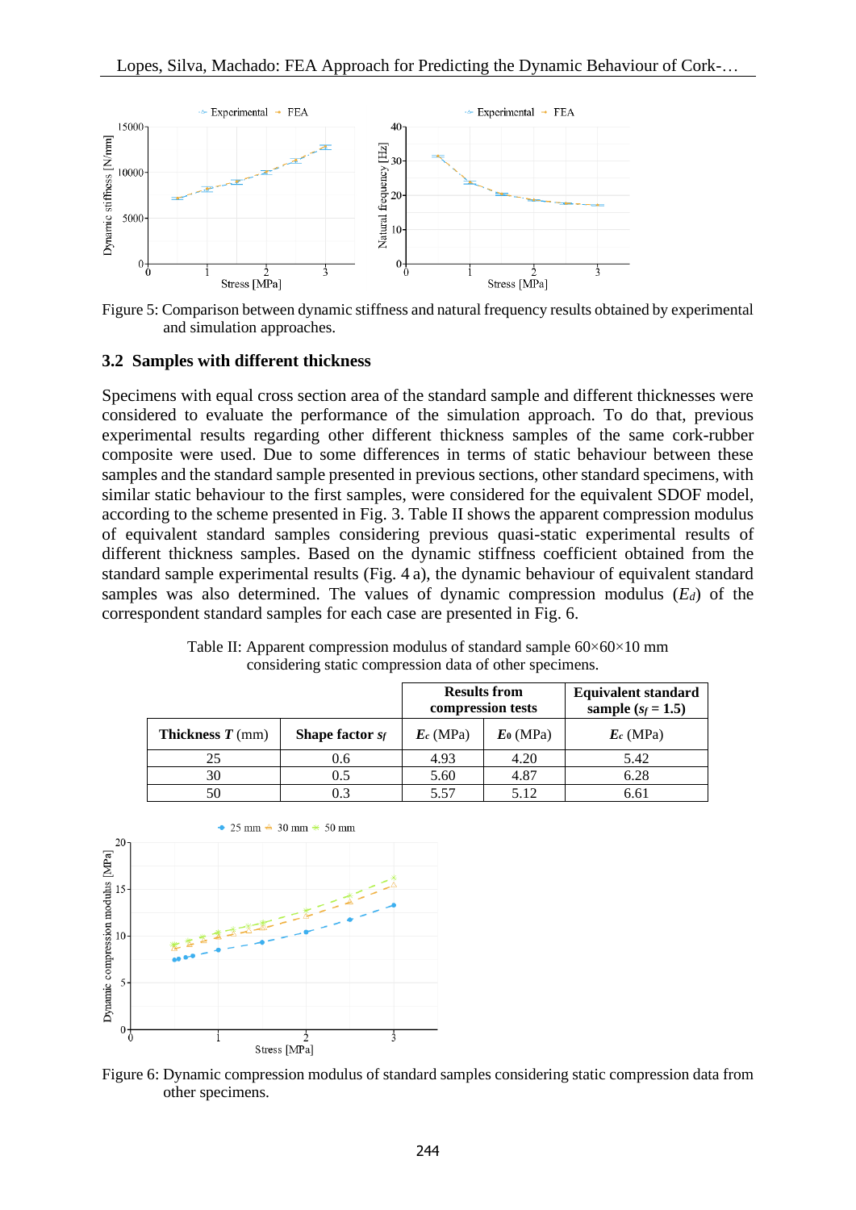Figure 5: Comparison between dynamic stiffness and natural frequency results obtained by experimental and simulation approaches.

### 3.2 Samples with different thickness

Specimens with equal cross section area of the standard sample and different thicknesses were considered to evaluate the performance of the simulation approach. To do that, previous experimental results regarding other different thickness samples of the same cork-rubber composite were used. Due to some differences in terms of static behaviour between these samples and the standard sample presented in previous sections, other standard specimens, with similar static behaviour to the first samples, were considered for the equivalent SDOF model, according to the scheme presented in Fig. 3. Table II shows the apparent compression modulus of equivalent standard samples considering previous quasi-static experimental results of different thickness samples. Based on the dynamic stiffness coefficient obtained from the standard sample experimental results (Fig. 4 a), the dynamic behaviour of equivalent standard samples was also determined. The values of dynamic compression modulus ($E_d$) of the correspondent standard samples for each case are presented in Fig. 6.

Table II: Apparent compression modulus of standard sample 60×60×10 mm considering static compression data of other specimens.

| | | Results from compression tests | | Equivalent standard sample ($s_f$ = 1.5) |
|---|---|---|---|---|
| **Thickness *T* (mm)** | **Shape factor $s_f$** | $E_c$ (MPa) | $E_0$ (MPa) | $E_c$ (MPa) |
| 25 | 0.6 | 4.93 | 4.20 | 5.42 |
| 30 | 0.5 | 5.60 | 4.87 | 6.28 |
| 50 | 0.3 | 5.57 | 5.12 | 6.61 |

Figure 6: Dynamic compression modulus of standard samples considering static compression data from other specimens.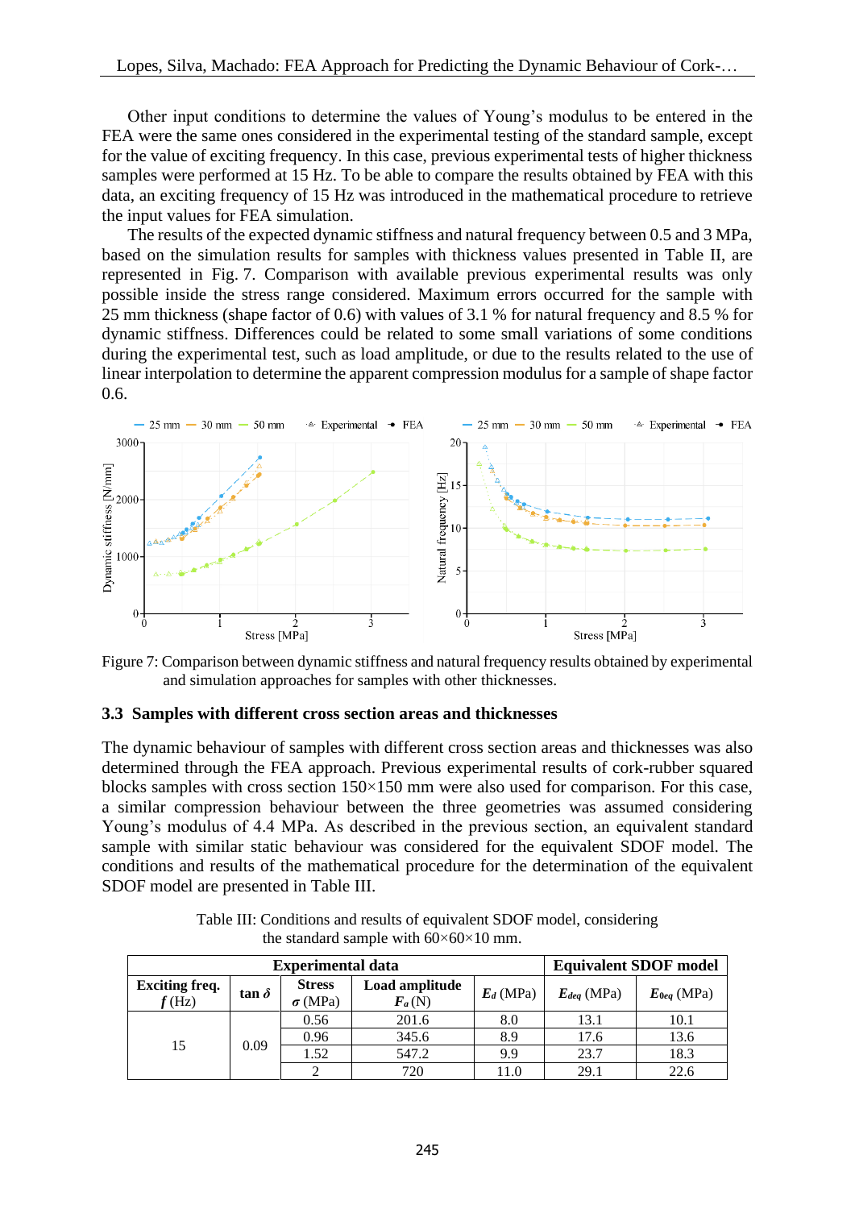Other input conditions to determine the values of Young's modulus to be entered in the FEA were the same ones considered in the experimental testing of the standard sample, except for the value of exciting frequency. In this case, previous experimental tests of higher thickness samples were performed at 15 Hz. To be able to compare the results obtained by FEA with this data, an exciting frequency of 15 Hz was introduced in the mathematical procedure to retrieve the input values for FEA simulation.

The results of the expected dynamic stiffness and natural frequency between 0.5 and 3 MPa, based on the simulation results for samples with thickness values presented in Table II, are represented in Fig. 7. Comparison with available previous experimental results was only possible inside the stress range considered. Maximum errors occurred for the sample with 25 mm thickness (shape factor of 0.6) with values of 3.1 % for natural frequency and 8.5 % for dynamic stiffness. Differences could be related to some small variations of some conditions during the experimental test, such as load amplitude, or due to the results related to the use of linear interpolation to determine the apparent compression modulus for a sample of shape factor 0.6.

Figure 7: Comparison between dynamic stiffness and natural frequency results obtained by experimental and simulation approaches for samples with other thicknesses.

### 3.3 Samples with different cross section areas and thicknesses

The dynamic behaviour of samples with different cross section areas and thicknesses was also determined through the FEA approach. Previous experimental results of cork-rubber squared blocks samples with cross section 150×150 mm were also used for comparison. For this case, a similar compression behaviour between the three geometries was assumed considering Young's modulus of 4.4 MPa. As described in the previous section, an equivalent standard sample with similar static behaviour was considered for the equivalent SDOF model. The conditions and results of the mathematical procedure for the determination of the equivalent SDOF model are presented in Table III.

Table III: Conditions and results of equivalent SDOF model, considering the standard sample with 60×60×10 mm.

| Experimental data | | | | | Equivalent SDOF model | |
|---|---|---|---|---|---|---|
| **Exciting freq.** $f$ (Hz) | **tan** $\delta$ | **Stress** $\sigma$ (MPa) | **Load amplitude** $F_a$ (N) | $E_d$ (MPa) | $E_{deq}$ (MPa) | $E_{0eq}$ (MPa) |
| 15 | 0.09 | 0.56 | 201.6 | 8.0 | 13.1 | 10.1 |
| | | 0.96 | 345.6 | 8.9 | 17.6 | 13.6 |
| | | 1.52 | 547.2 | 9.9 | 23.7 | 18.3 |
| | | 2 | 720 | 11.0 | 29.1 | 22.6 |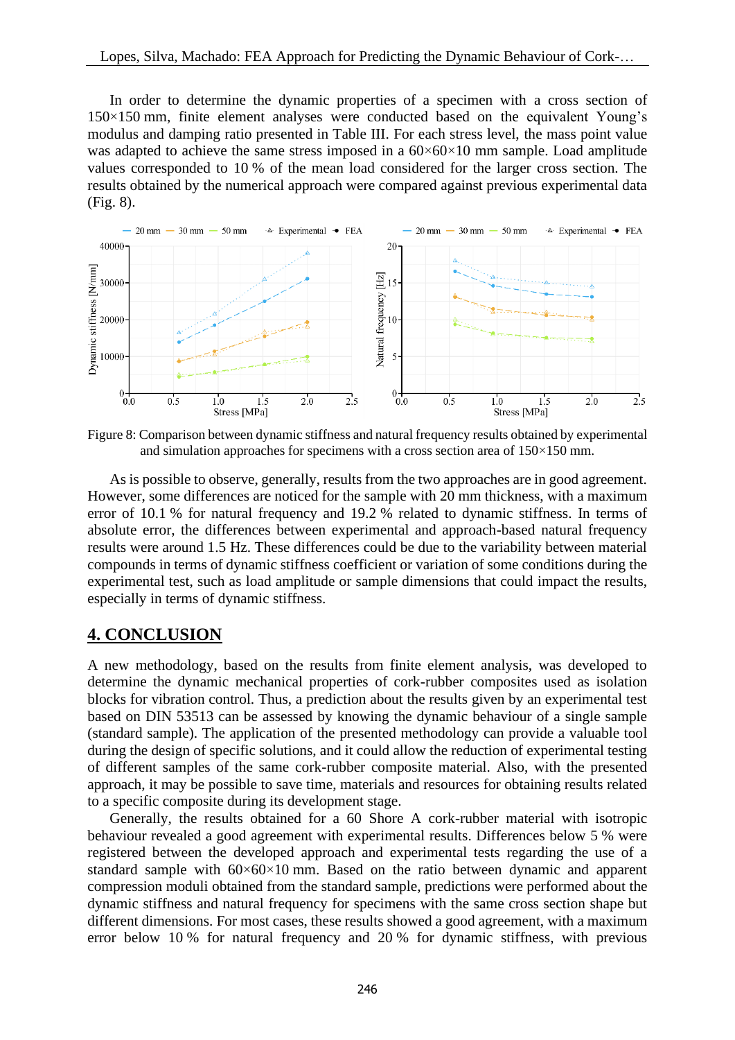In order to determine the dynamic properties of a specimen with a cross section of 150×150 mm, finite element analyses were conducted based on the equivalent Young's modulus and damping ratio presented in Table III. For each stress level, the mass point value was adapted to achieve the same stress imposed in a 60×60×10 mm sample. Load amplitude values corresponded to 10 % of the mean load considered for the larger cross section. The results obtained by the numerical approach were compared against previous experimental data (Fig. 8).

Figure 8: Comparison between dynamic stiffness and natural frequency results obtained by experimental and simulation approaches for specimens with a cross section area of 150×150 mm.

As is possible to observe, generally, results from the two approaches are in good agreement. However, some differences are noticed for the sample with 20 mm thickness, with a maximum error of 10.1 % for natural frequency and 19.2 % related to dynamic stiffness. In terms of absolute error, the differences between experimental and approach-based natural frequency results were around 1.5 Hz. These differences could be due to the variability between material compounds in terms of dynamic stiffness coefficient or variation of some conditions during the experimental test, such as load amplitude or sample dimensions that could impact the results, especially in terms of dynamic stiffness.

## 4. CONCLUSION

A new methodology, based on the results from finite element analysis, was developed to determine the dynamic mechanical properties of cork-rubber composites used as isolation blocks for vibration control. Thus, a prediction about the results given by an experimental test based on DIN 53513 can be assessed by knowing the dynamic behaviour of a single sample (standard sample). The application of the presented methodology can provide a valuable tool during the design of specific solutions, and it could allow the reduction of experimental testing of different samples of the same cork-rubber composite material. Also, with the presented approach, it may be possible to save time, materials and resources for obtaining results related to a specific composite during its development stage.

Generally, the results obtained for a 60 Shore A cork-rubber material with isotropic behaviour revealed a good agreement with experimental results. Differences below 5 % were registered between the developed approach and experimental tests regarding the use of a standard sample with 60×60×10 mm. Based on the ratio between dynamic and apparent compression moduli obtained from the standard sample, predictions were performed about the dynamic stiffness and natural frequency for specimens with the same cross section shape but different dimensions. For most cases, these results showed a good agreement, with a maximum error below 10 % for natural frequency and 20 % for dynamic stiffness, with previous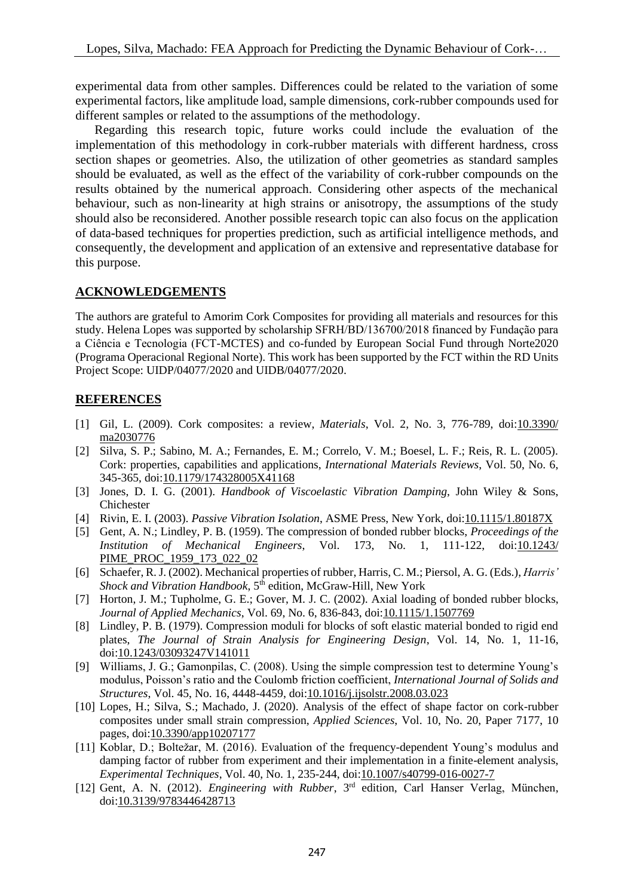experimental data from other samples. Differences could be related to the variation of some experimental factors, like amplitude load, sample dimensions, cork-rubber compounds used for different samples or related to the assumptions of the methodology.

Regarding this research topic, future works could include the evaluation of the implementation of this methodology in cork-rubber materials with different hardness, cross section shapes or geometries. Also, the utilization of other geometries as standard samples should be evaluated, as well as the effect of the variability of cork-rubber compounds on the results obtained by the numerical approach. Considering other aspects of the mechanical behaviour, such as non-linearity at high strains or anisotropy, the assumptions of the study should also be reconsidered. Another possible research topic can also focus on the application of data-based techniques for properties prediction, such as artificial intelligence methods, and consequently, the development and application of an extensive and representative database for this purpose.

## ACKNOWLEDGEMENTS

The authors are grateful to Amorim Cork Composites for providing all materials and resources for this study. Helena Lopes was supported by scholarship SFRH/BD/136700/2018 financed by Fundação para a Ciência e Tecnologia (FCT-MCTES) and co-funded by European Social Fund through Norte2020 (Programa Operacional Regional Norte). This work has been supported by the FCT within the RD Units Project Scope: UIDP/04077/2020 and UIDB/04077/2020.

## REFERENCES

- [1] Gil, L. (2009). Cork composites: a review, *Materials*, Vol. 2, No. 3, 776-789, doi:10.3390/ma2030776
- [2] Silva, S. P.; Sabino, M. A.; Fernandes, E. M.; Correlo, V. M.; Boesel, L. F.; Reis, R. L. (2005). Cork: properties, capabilities and applications, *International Materials Reviews*, Vol. 50, No. 6, 345-365, doi:10.1179/174328005X41168
- [3] Jones, D. I. G. (2001). *Handbook of Viscoelastic Vibration Damping*, John Wiley & Sons, Chichester
- [4] Rivin, E. I. (2003). *Passive Vibration Isolation*, ASME Press, New York, doi:10.1115/1.80187X
- [5] Gent, A. N.; Lindley, P. B. (1959). The compression of bonded rubber blocks, *Proceedings of the Institution of Mechanical Engineers*, Vol. 173, No. 1, 111-122, doi:10.1243/PIME_PROC_1959_173_022_02
- [6] Schaefer, R. J. (2002). Mechanical properties of rubber, Harris, C. M.; Piersol, A. G. (Eds.), *Harris' Shock and Vibration Handbook*, 5th edition, McGraw-Hill, New York
- [7] Horton, J. M.; Tupholme, G. E.; Gover, M. J. C. (2002). Axial loading of bonded rubber blocks, *Journal of Applied Mechanics*, Vol. 69, No. 6, 836-843, doi:10.1115/1.1507769
- [8] Lindley, P. B. (1979). Compression moduli for blocks of soft elastic material bonded to rigid end plates, *The Journal of Strain Analysis for Engineering Design*, Vol. 14, No. 1, 11-16, doi:10.1243/03093247V141011
- [9] Williams, J. G.; Gamonpilas, C. (2008). Using the simple compression test to determine Young's modulus, Poisson's ratio and the Coulomb friction coefficient, *International Journal of Solids and Structures*, Vol. 45, No. 16, 4448-4459, doi:10.1016/j.ijsolstr.2008.03.023
- [10] Lopes, H.; Silva, S.; Machado, J. (2020). Analysis of the effect of shape factor on cork-rubber composites under small strain compression, *Applied Sciences*, Vol. 10, No. 20, Paper 7177, 10 pages, doi:10.3390/app10207177
- [11] Koblar, D.; Boltežar, M. (2016). Evaluation of the frequency-dependent Young's modulus and damping factor of rubber from experiment and their implementation in a finite-element analysis, *Experimental Techniques*, Vol. 40, No. 1, 235-244, doi:10.1007/s40799-016-0027-7
- [12] Gent, A. N. (2012). *Engineering with Rubber*, 3rd edition, Carl Hanser Verlag, München, doi:10.3139/9783446428713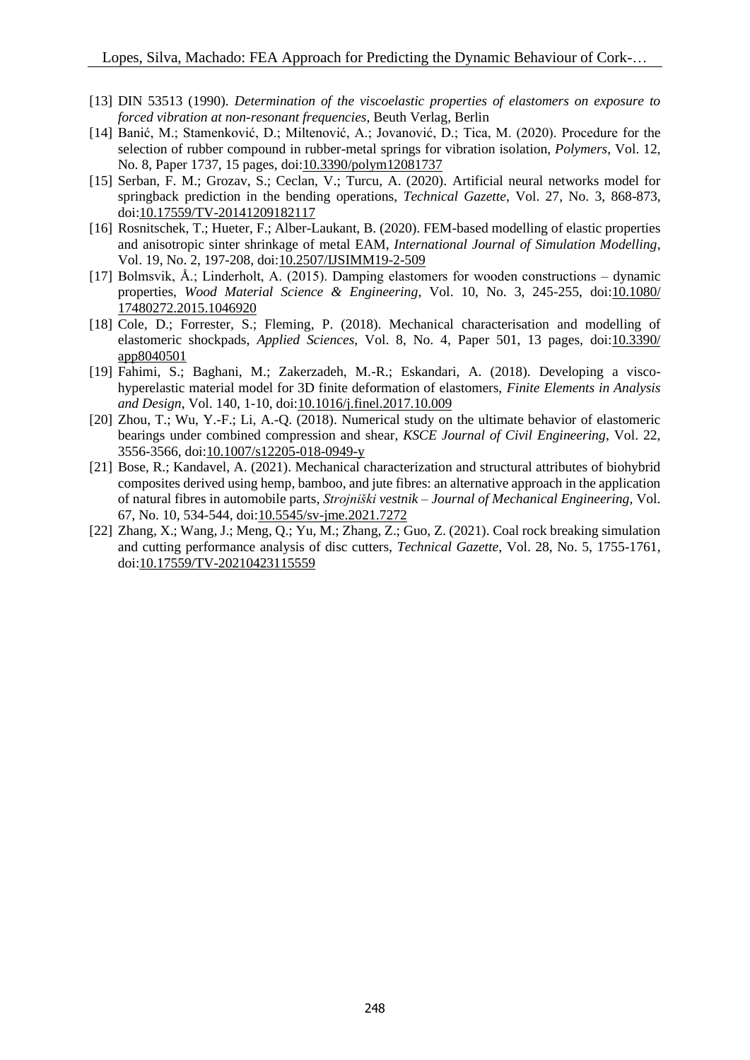[13] DIN 53513 (1990). *Determination of the viscoelastic properties of elastomers on exposure to forced vibration at non-resonant frequencies*, Beuth Verlag, Berlin

[14] Banić, M.; Stamenković, D.; Miltenović, A.; Jovanović, D.; Tica, M. (2020). Procedure for the selection of rubber compound in rubber-metal springs for vibration isolation, *Polymers*, Vol. 12, No. 8, Paper 1737, 15 pages, doi:10.3390/polym12081737

[15] Serban, F. M.; Grozav, S.; Ceclan, V.; Turcu, A. (2020). Artificial neural networks model for springback prediction in the bending operations, *Technical Gazette*, Vol. 27, No. 3, 868-873, doi:10.17559/TV-20141209182117

[16] Rosnitschek, T.; Hueter, F.; Alber-Laukant, B. (2020). FEM-based modelling of elastic properties and anisotropic sinter shrinkage of metal EAM, *International Journal of Simulation Modelling*, Vol. 19, No. 2, 197-208, doi:10.2507/IJSIMM19-2-509

[17] Bolmsvik, Å.; Linderholt, A. (2015). Damping elastomers for wooden constructions – dynamic properties, *Wood Material Science & Engineering*, Vol. 10, No. 3, 245-255, doi:10.1080/17480272.2015.1046920

[18] Cole, D.; Forrester, S.; Fleming, P. (2018). Mechanical characterisation and modelling of elastomeric shockpads, *Applied Sciences*, Vol. 8, No. 4, Paper 501, 13 pages, doi:10.3390/app8040501

[19] Fahimi, S.; Baghani, M.; Zakerzadeh, M.-R.; Eskandari, A. (2018). Developing a visco-hyperelastic material model for 3D finite deformation of elastomers, *Finite Elements in Analysis and Design*, Vol. 140, 1-10, doi:10.1016/j.finel.2017.10.009

[20] Zhou, T.; Wu, Y.-F.; Li, A.-Q. (2018). Numerical study on the ultimate behavior of elastomeric bearings under combined compression and shear, *KSCE Journal of Civil Engineering*, Vol. 22, 3556-3566, doi:10.1007/s12205-018-0949-y

[21] Bose, R.; Kandavel, A. (2021). Mechanical characterization and structural attributes of biohybrid composites derived using hemp, bamboo, and jute fibres: an alternative approach in the application of natural fibres in automobile parts, *Strojniški vestnik – Journal of Mechanical Engineering*, Vol. 67, No. 10, 534-544, doi:10.5545/sv-jme.2021.7272

[22] Zhang, X.; Wang, J.; Meng, Q.; Yu, M.; Zhang, Z.; Guo, Z. (2021). Coal rock breaking simulation and cutting performance analysis of disc cutters, *Technical Gazette*, Vol. 28, No. 5, 1755-1761, doi:10.17559/TV-20210423115559